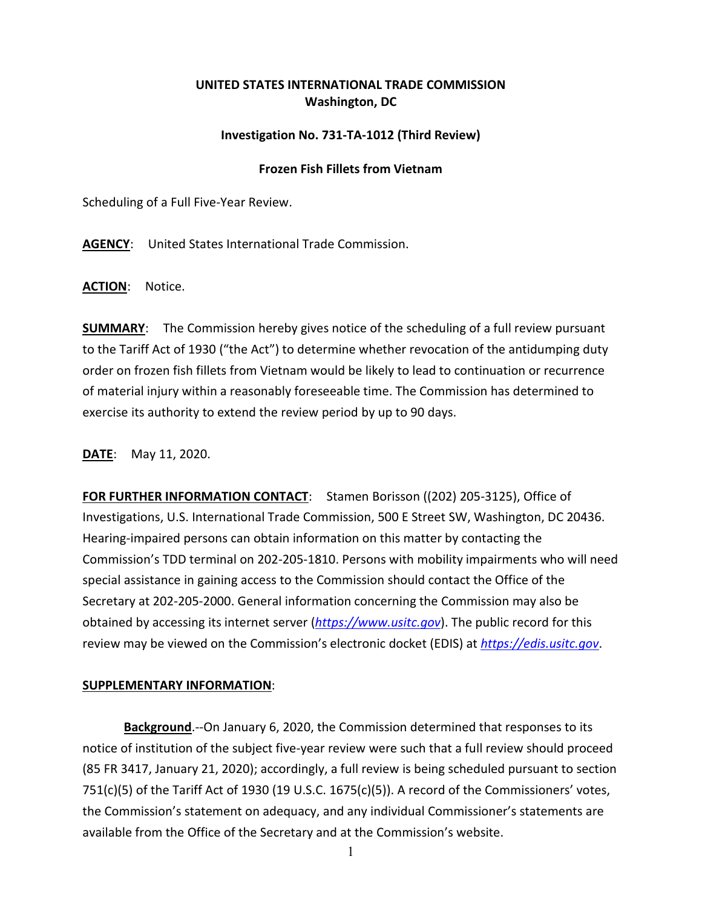**UNITED STATES INTERNATIONAL TRADE COMMISSION**
**Washington, DC**

**Investigation No. 731-TA-1012 (Third Review)**

**Frozen Fish Fillets from Vietnam**

Scheduling of a Full Five-Year Review.

**AGENCY**: United States International Trade Commission.

**ACTION**: Notice.

**SUMMARY**: The Commission hereby gives notice of the scheduling of a full review pursuant to the Tariff Act of 1930 ("the Act") to determine whether revocation of the antidumping duty order on frozen fish fillets from Vietnam would be likely to lead to continuation or recurrence of material injury within a reasonably foreseeable time. The Commission has determined to exercise its authority to extend the review period by up to 90 days.

**DATE**: May 11, 2020.

**FOR FURTHER INFORMATION CONTACT**: Stamen Borisson ((202) 205-3125), Office of Investigations, U.S. International Trade Commission, 500 E Street SW, Washington, DC 20436. Hearing-impaired persons can obtain information on this matter by contacting the Commission's TDD terminal on 202-205-1810. Persons with mobility impairments who will need special assistance in gaining access to the Commission should contact the Office of the Secretary at 202-205-2000. General information concerning the Commission may also be obtained by accessing its internet server (*https://www.usitc.gov*). The public record for this review may be viewed on the Commission's electronic docket (EDIS) at *https://edis.usitc.gov*.

**SUPPLEMENTARY INFORMATION**:

**Background**.--On January 6, 2020, the Commission determined that responses to its notice of institution of the subject five-year review were such that a full review should proceed (85 FR 3417, January 21, 2020); accordingly, a full review is being scheduled pursuant to section 751(c)(5) of the Tariff Act of 1930 (19 U.S.C. 1675(c)(5)). A record of the Commissioners' votes, the Commission's statement on adequacy, and any individual Commissioner's statements are available from the Office of the Secretary and at the Commission's website.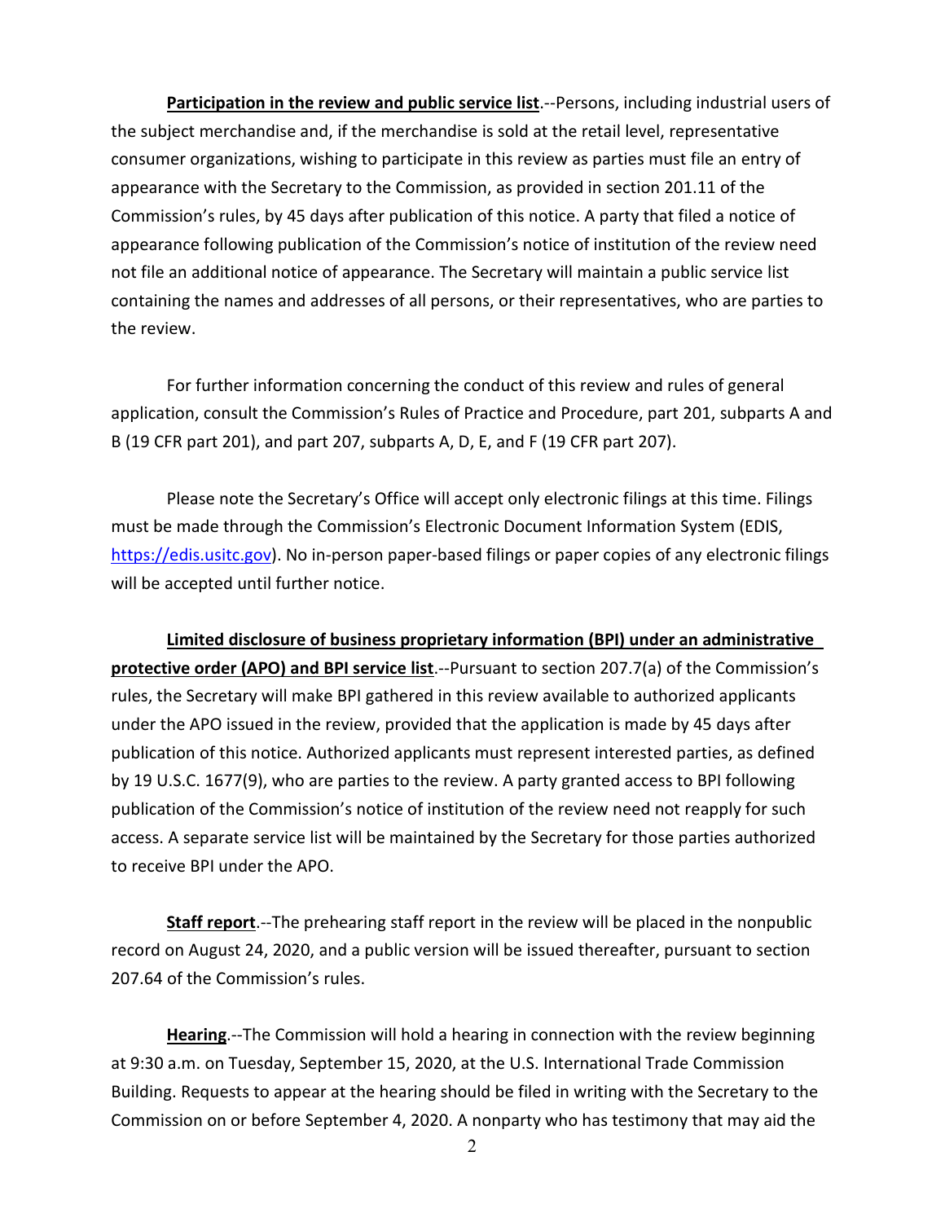**Participation in the review and public service list**.--Persons, including industrial users of the subject merchandise and, if the merchandise is sold at the retail level, representative consumer organizations, wishing to participate in this review as parties must file an entry of appearance with the Secretary to the Commission, as provided in section 201.11 of the Commission's rules, by 45 days after publication of this notice. A party that filed a notice of appearance following publication of the Commission's notice of institution of the review need not file an additional notice of appearance. The Secretary will maintain a public service list containing the names and addresses of all persons, or their representatives, who are parties to the review.

For further information concerning the conduct of this review and rules of general application, consult the Commission's Rules of Practice and Procedure, part 201, subparts A and B (19 CFR part 201), and part 207, subparts A, D, E, and F (19 CFR part 207).

Please note the Secretary's Office will accept only electronic filings at this time. Filings must be made through the Commission's Electronic Document Information System (EDIS, https://edis.usitc.gov). No in-person paper-based filings or paper copies of any electronic filings will be accepted until further notice.

**Limited disclosure of business proprietary information (BPI) under an administrative protective order (APO) and BPI service list**.--Pursuant to section 207.7(a) of the Commission's rules, the Secretary will make BPI gathered in this review available to authorized applicants under the APO issued in the review, provided that the application is made by 45 days after publication of this notice. Authorized applicants must represent interested parties, as defined by 19 U.S.C. 1677(9), who are parties to the review. A party granted access to BPI following publication of the Commission's notice of institution of the review need not reapply for such access. A separate service list will be maintained by the Secretary for those parties authorized to receive BPI under the APO.

**Staff report**.--The prehearing staff report in the review will be placed in the nonpublic record on August 24, 2020, and a public version will be issued thereafter, pursuant to section 207.64 of the Commission's rules.

**Hearing**.--The Commission will hold a hearing in connection with the review beginning at 9:30 a.m. on Tuesday, September 15, 2020, at the U.S. International Trade Commission Building. Requests to appear at the hearing should be filed in writing with the Secretary to the Commission on or before September 4, 2020. A nonparty who has testimony that may aid the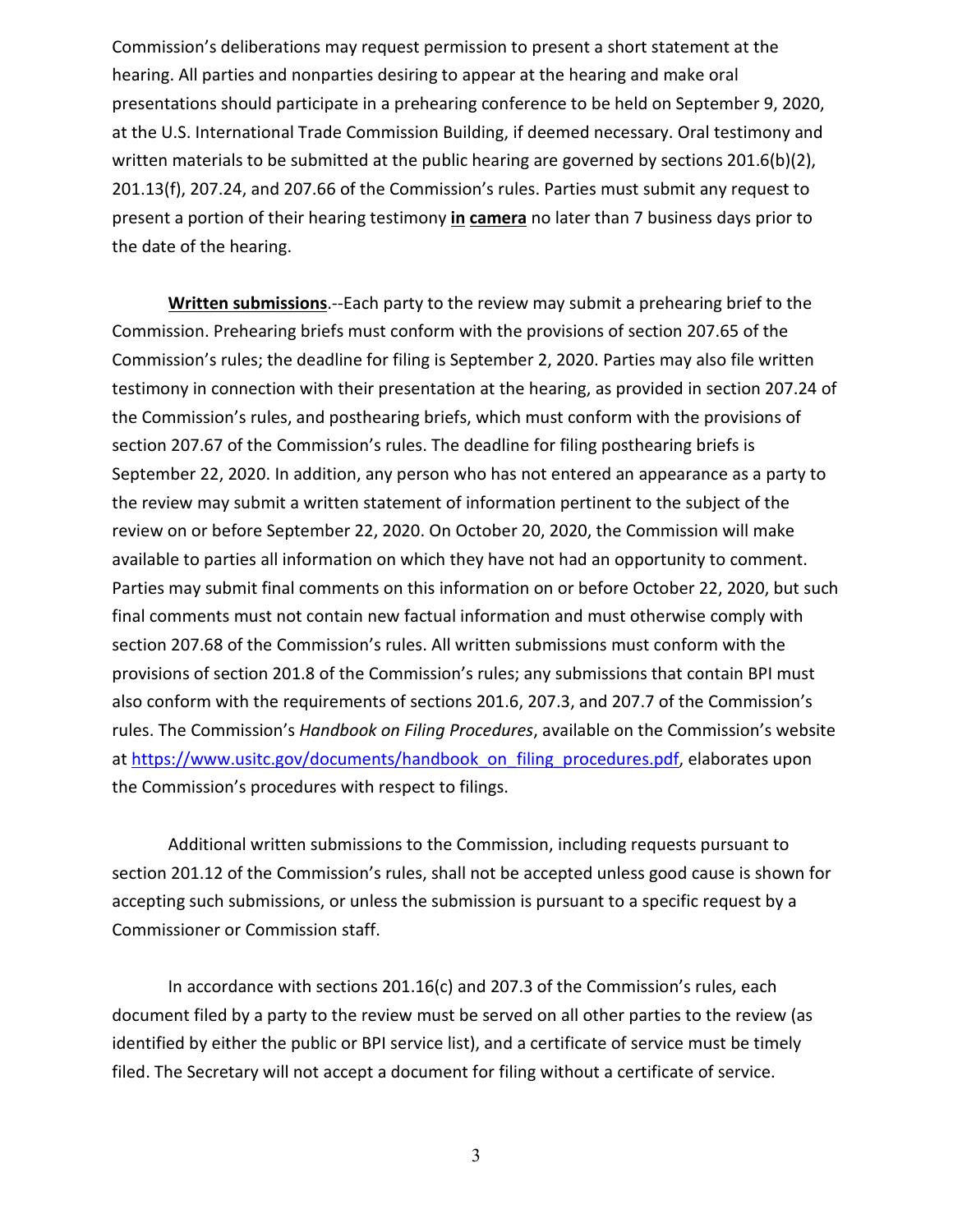Commission's deliberations may request permission to present a short statement at the hearing. All parties and nonparties desiring to appear at the hearing and make oral presentations should participate in a prehearing conference to be held on September 9, 2020, at the U.S. International Trade Commission Building, if deemed necessary. Oral testimony and written materials to be submitted at the public hearing are governed by sections 201.6(b)(2), 201.13(f), 207.24, and 207.66 of the Commission's rules. Parties must submit any request to present a portion of their hearing testimony **in camera** no later than 7 business days prior to the date of the hearing.

**Written submissions**.--Each party to the review may submit a prehearing brief to the Commission. Prehearing briefs must conform with the provisions of section 207.65 of the Commission's rules; the deadline for filing is September 2, 2020. Parties may also file written testimony in connection with their presentation at the hearing, as provided in section 207.24 of the Commission's rules, and posthearing briefs, which must conform with the provisions of section 207.67 of the Commission's rules. The deadline for filing posthearing briefs is September 22, 2020. In addition, any person who has not entered an appearance as a party to the review may submit a written statement of information pertinent to the subject of the review on or before September 22, 2020. On October 20, 2020, the Commission will make available to parties all information on which they have not had an opportunity to comment. Parties may submit final comments on this information on or before October 22, 2020, but such final comments must not contain new factual information and must otherwise comply with section 207.68 of the Commission's rules. All written submissions must conform with the provisions of section 201.8 of the Commission's rules; any submissions that contain BPI must also conform with the requirements of sections 201.6, 207.3, and 207.7 of the Commission's rules. The Commission's *Handbook on Filing Procedures*, available on the Commission's website at https://www.usitc.gov/documents/handbook_on_filing_procedures.pdf, elaborates upon the Commission's procedures with respect to filings.

Additional written submissions to the Commission, including requests pursuant to section 201.12 of the Commission's rules, shall not be accepted unless good cause is shown for accepting such submissions, or unless the submission is pursuant to a specific request by a Commissioner or Commission staff.

In accordance with sections 201.16(c) and 207.3 of the Commission's rules, each document filed by a party to the review must be served on all other parties to the review (as identified by either the public or BPI service list), and a certificate of service must be timely filed. The Secretary will not accept a document for filing without a certificate of service.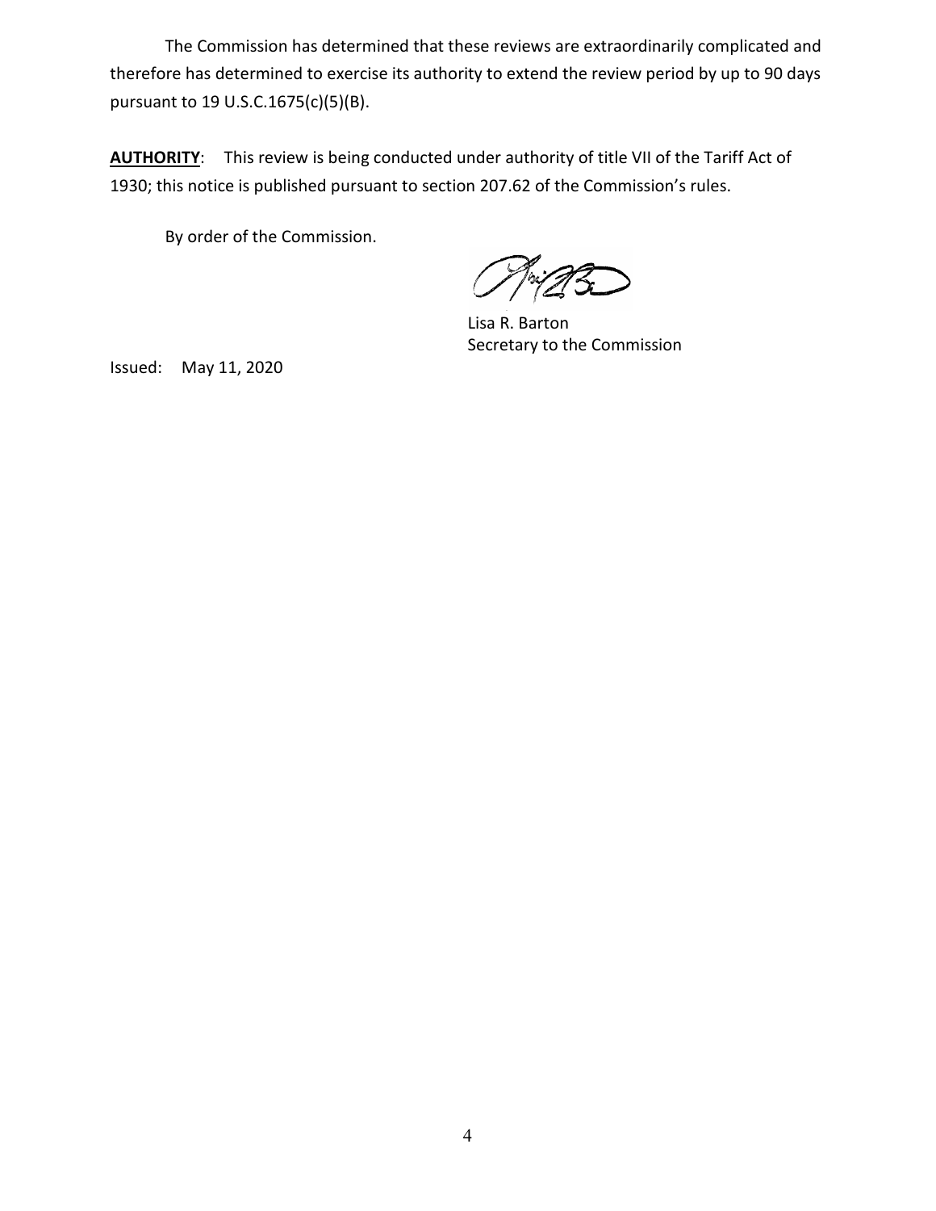The Commission has determined that these reviews are extraordinarily complicated and therefore has determined to exercise its authority to extend the review period by up to 90 days pursuant to 19 U.S.C.1675(c)(5)(B).

**AUTHORITY**: This review is being conducted under authority of title VII of the Tariff Act of 1930; this notice is published pursuant to section 207.62 of the Commission's rules.

By order of the Commission.

Lisa R. Barton
Secretary to the Commission

Issued: May 11, 2020